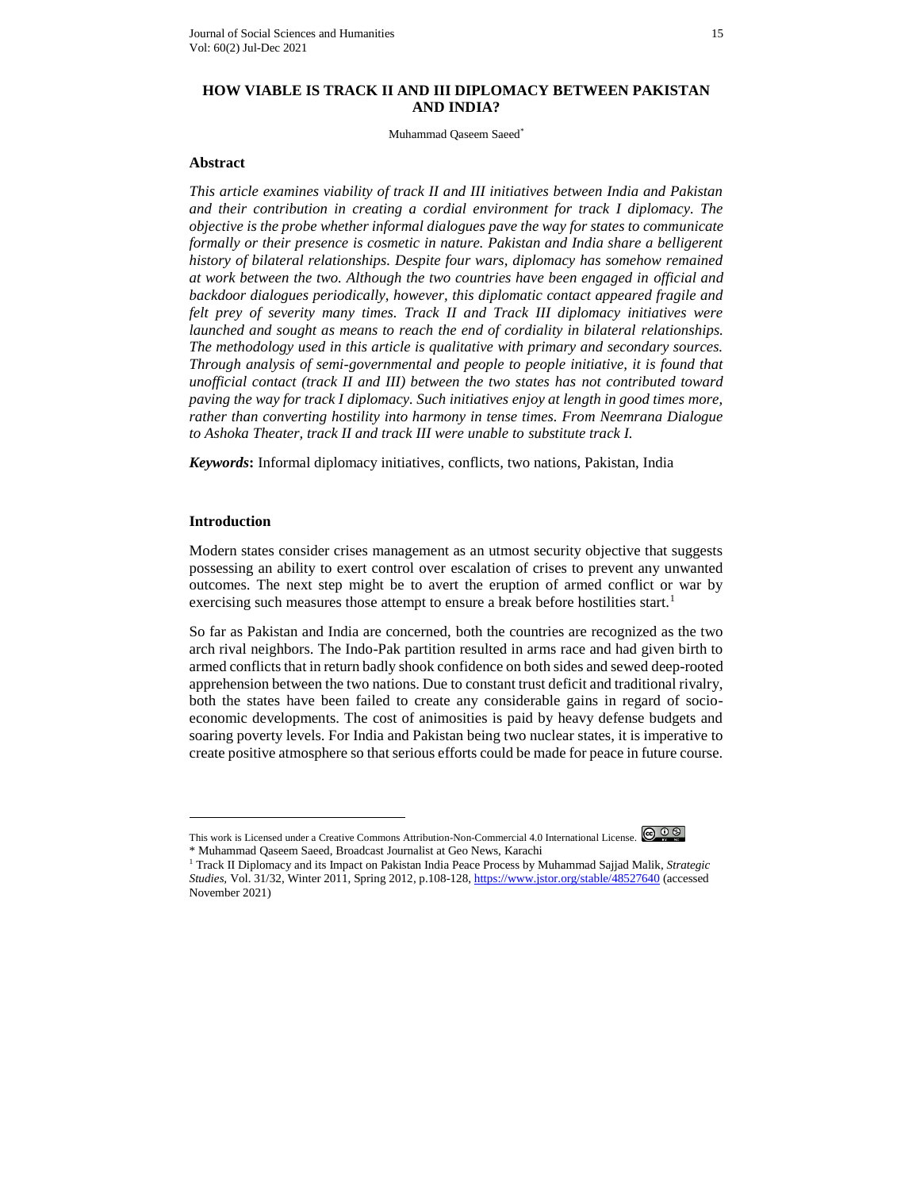# HOW VIABLE IS TRACK II AND III DIPLOMACY BETWEEN PAKISTAN AND INDIA?

Muhammad Qaseem Saeed*

## Abstract

*This article examines viability of track II and III initiatives between India and Pakistan and their contribution in creating a cordial environment for track I diplomacy. The objective is the probe whether informal dialogues pave the way for states to communicate formally or their presence is cosmetic in nature. Pakistan and India share a belligerent history of bilateral relationships. Despite four wars, diplomacy has somehow remained at work between the two. Although the two countries have been engaged in official and backdoor dialogues periodically, however, this diplomatic contact appeared fragile and felt prey of severity many times. Track II and Track III diplomacy initiatives were launched and sought as means to reach the end of cordiality in bilateral relationships. The methodology used in this article is qualitative with primary and secondary sources. Through analysis of semi-governmental and people to people initiative, it is found that unofficial contact (track II and III) between the two states has not contributed toward paving the way for track I diplomacy. Such initiatives enjoy at length in good times more, rather than converting hostility into harmony in tense times. From Neemrana Dialogue to Ashoka Theater, track II and track III were unable to substitute track I.*

***Keywords*:** Informal diplomacy initiatives, conflicts, two nations, Pakistan, India

## Introduction

Modern states consider crises management as an utmost security objective that suggests possessing an ability to exert control over escalation of crises to prevent any unwanted outcomes. The next step might be to avert the eruption of armed conflict or war by exercising such measures those attempt to ensure a break before hostilities start.[1]

So far as Pakistan and India are concerned, both the countries are recognized as the two arch rival neighbors. The Indo-Pak partition resulted in arms race and had given birth to armed conflicts that in return badly shook confidence on both sides and sewed deep-rooted apprehension between the two nations. Due to constant trust deficit and traditional rivalry, both the states have been failed to create any considerable gains in regard of socio-economic developments. The cost of animosities is paid by heavy defense budgets and soaring poverty levels. For India and Pakistan being two nuclear states, it is imperative to create positive atmosphere so that serious efforts could be made for peace in future course.

---

This work is Licensed under a Creative Commons Attribution-Non-Commercial 4.0 International License.

\* Muhammad Qaseem Saeed, Broadcast Journalist at Geo News, Karachi

[1] Track II Diplomacy and its Impact on Pakistan India Peace Process by Muhammad Sajjad Malik, *Strategic Studies*, Vol. 31/32, Winter 2011, Spring 2012, p.108-128, https://www.jstor.org/stable/48527640 (accessed November 2021)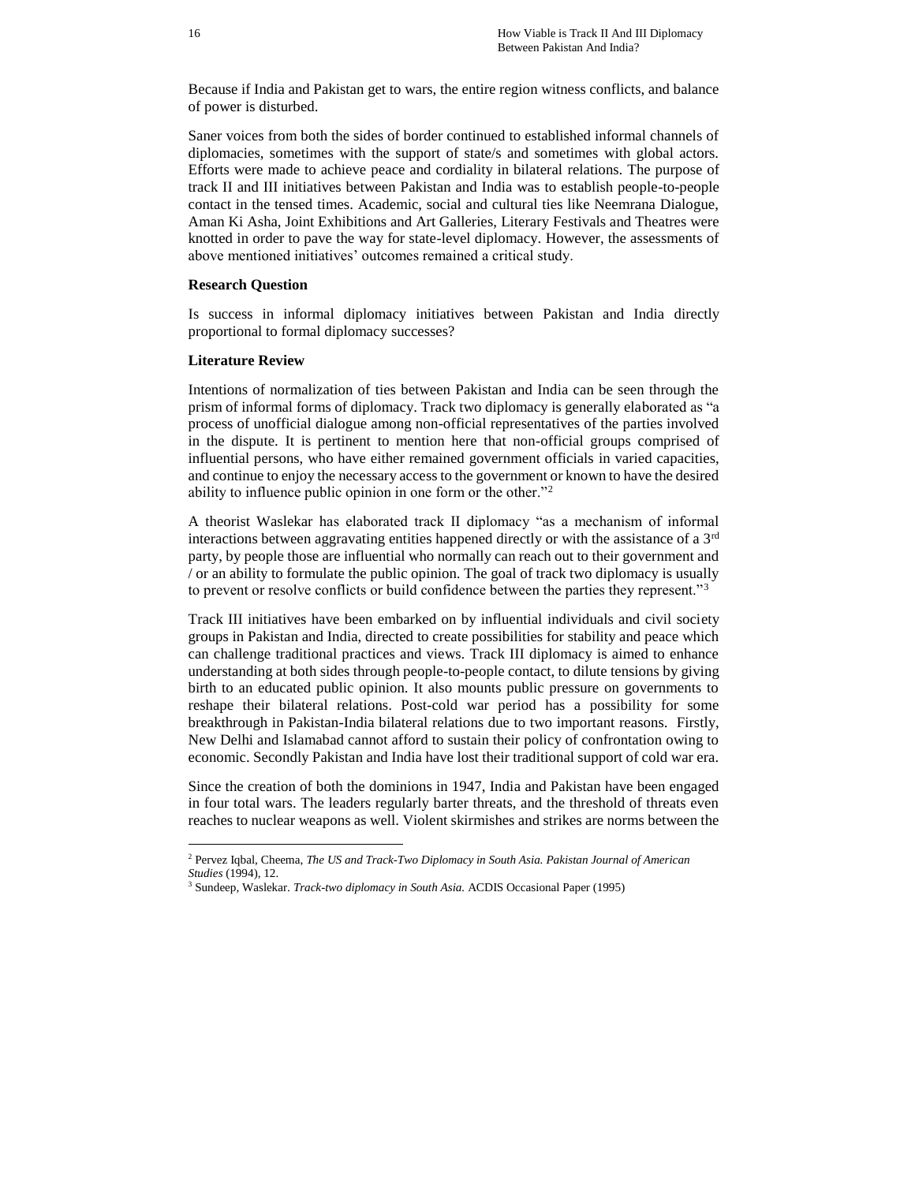Because if India and Pakistan get to wars, the entire region witness conflicts, and balance of power is disturbed.

Saner voices from both the sides of border continued to established informal channels of diplomacies, sometimes with the support of state/s and sometimes with global actors. Efforts were made to achieve peace and cordiality in bilateral relations. The purpose of track II and III initiatives between Pakistan and India was to establish people-to-people contact in the tensed times. Academic, social and cultural ties like Neemrana Dialogue, Aman Ki Asha, Joint Exhibitions and Art Galleries, Literary Festivals and Theatres were knotted in order to pave the way for state-level diplomacy. However, the assessments of above mentioned initiatives' outcomes remained a critical study.

**Research Question**

Is success in informal diplomacy initiatives between Pakistan and India directly proportional to formal diplomacy successes?

**Literature Review**

Intentions of normalization of ties between Pakistan and India can be seen through the prism of informal forms of diplomacy. Track two diplomacy is generally elaborated as "a process of unofficial dialogue among non-official representatives of the parties involved in the dispute. It is pertinent to mention here that non-official groups comprised of influential persons, who have either remained government officials in varied capacities, and continue to enjoy the necessary access to the government or known to have the desired ability to influence public opinion in one form or the other."[2]

A theorist Waslekar has elaborated track II diplomacy "as a mechanism of informal interactions between aggravating entities happened directly or with the assistance of a 3rd party, by people those are influential who normally can reach out to their government and / or an ability to formulate the public opinion. The goal of track two diplomacy is usually to prevent or resolve conflicts or build confidence between the parties they represent."[3]

Track III initiatives have been embarked on by influential individuals and civil society groups in Pakistan and India, directed to create possibilities for stability and peace which can challenge traditional practices and views. Track III diplomacy is aimed to enhance understanding at both sides through people-to-people contact, to dilute tensions by giving birth to an educated public opinion. It also mounts public pressure on governments to reshape their bilateral relations. Post-cold war period has a possibility for some breakthrough in Pakistan-India bilateral relations due to two important reasons. Firstly, New Delhi and Islamabad cannot afford to sustain their policy of confrontation owing to economic. Secondly Pakistan and India have lost their traditional support of cold war era.

Since the creation of both the dominions in 1947, India and Pakistan have been engaged in four total wars. The leaders regularly barter threats, and the threshold of threats even reaches to nuclear weapons as well. Violent skirmishes and strikes are norms between the

---

[2] Pervez Iqbal, Cheema, *The US and Track-Two Diplomacy in South Asia. Pakistan Journal of American Studies* (1994), 12.

[3] Sundeep, Waslekar. *Track-two diplomacy in South Asia.* ACDIS Occasional Paper (1995)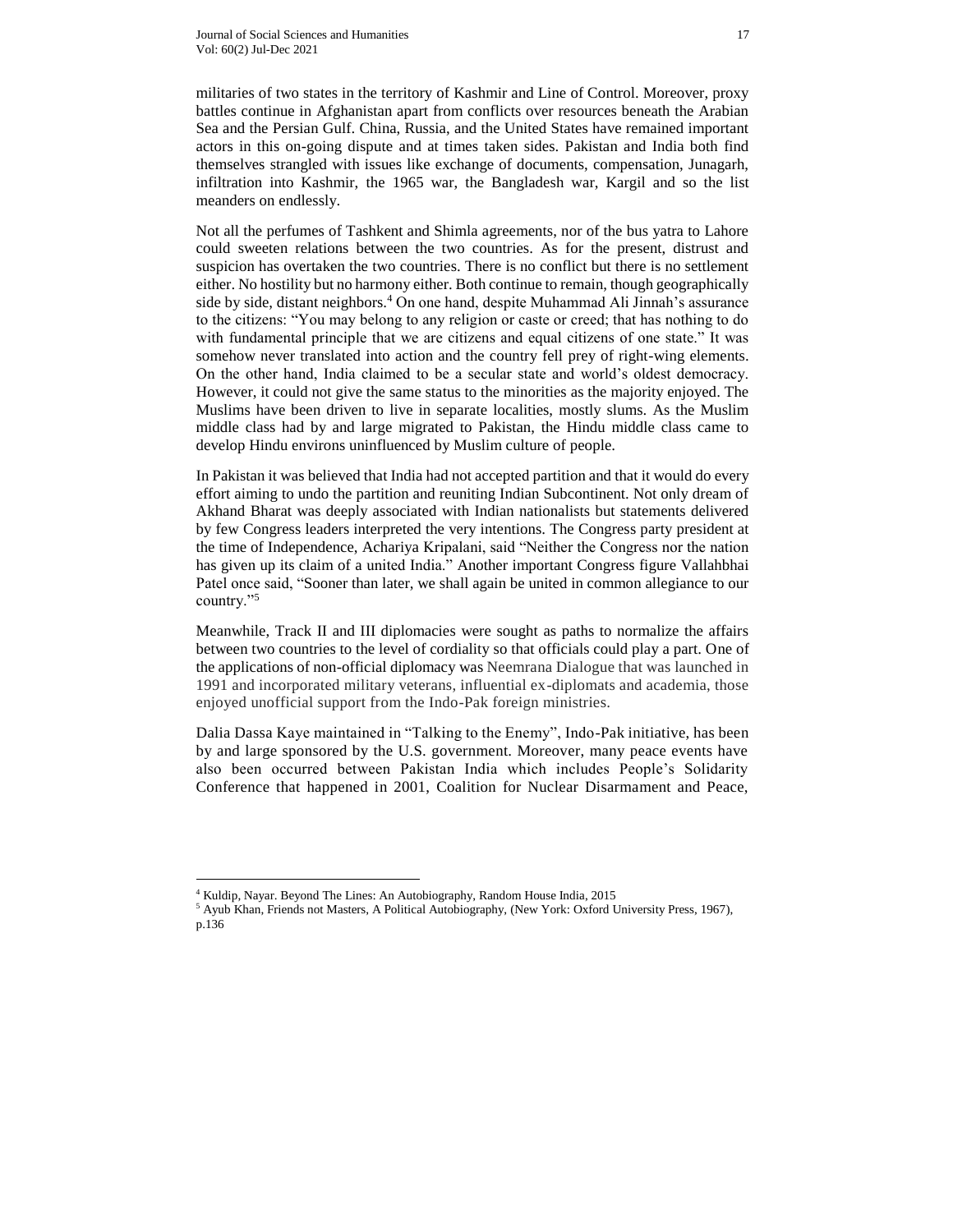militaries of two states in the territory of Kashmir and Line of Control. Moreover, proxy battles continue in Afghanistan apart from conflicts over resources beneath the Arabian Sea and the Persian Gulf. China, Russia, and the United States have remained important actors in this on-going dispute and at times taken sides. Pakistan and India both find themselves strangled with issues like exchange of documents, compensation, Junagarh, infiltration into Kashmir, the 1965 war, the Bangladesh war, Kargil and so the list meanders on endlessly.

Not all the perfumes of Tashkent and Shimla agreements, nor of the bus yatra to Lahore could sweeten relations between the two countries. As for the present, distrust and suspicion has overtaken the two countries. There is no conflict but there is no settlement either. No hostility but no harmony either. Both continue to remain, though geographically side by side, distant neighbors.[4] On one hand, despite Muhammad Ali Jinnah's assurance to the citizens: "You may belong to any religion or caste or creed; that has nothing to do with fundamental principle that we are citizens and equal citizens of one state." It was somehow never translated into action and the country fell prey of right-wing elements. On the other hand, India claimed to be a secular state and world's oldest democracy. However, it could not give the same status to the minorities as the majority enjoyed. The Muslims have been driven to live in separate localities, mostly slums. As the Muslim middle class had by and large migrated to Pakistan, the Hindu middle class came to develop Hindu environs uninfluenced by Muslim culture of people.

In Pakistan it was believed that India had not accepted partition and that it would do every effort aiming to undo the partition and reuniting Indian Subcontinent. Not only dream of Akhand Bharat was deeply associated with Indian nationalists but statements delivered by few Congress leaders interpreted the very intentions. The Congress party president at the time of Independence, Achariya Kripalani, said "Neither the Congress nor the nation has given up its claim of a united India." Another important Congress figure Vallahbhai Patel once said, "Sooner than later, we shall again be united in common allegiance to our country."[5]

Meanwhile, Track II and III diplomacies were sought as paths to normalize the affairs between two countries to the level of cordiality so that officials could play a part. One of the applications of non-official diplomacy was Neemrana Dialogue that was launched in 1991 and incorporated military veterans, influential ex-diplomats and academia, those enjoyed unofficial support from the Indo-Pak foreign ministries.

Dalia Dassa Kaye maintained in "Talking to the Enemy", Indo-Pak initiative, has been by and large sponsored by the U.S. government. Moreover, many peace events have also been occurred between Pakistan India which includes People's Solidarity Conference that happened in 2001, Coalition for Nuclear Disarmament and Peace,

---

[4] Kuldip, Nayar. Beyond The Lines: An Autobiography, Random House India, 2015

[5] Ayub Khan, Friends not Masters, A Political Autobiography, (New York: Oxford University Press, 1967), p.136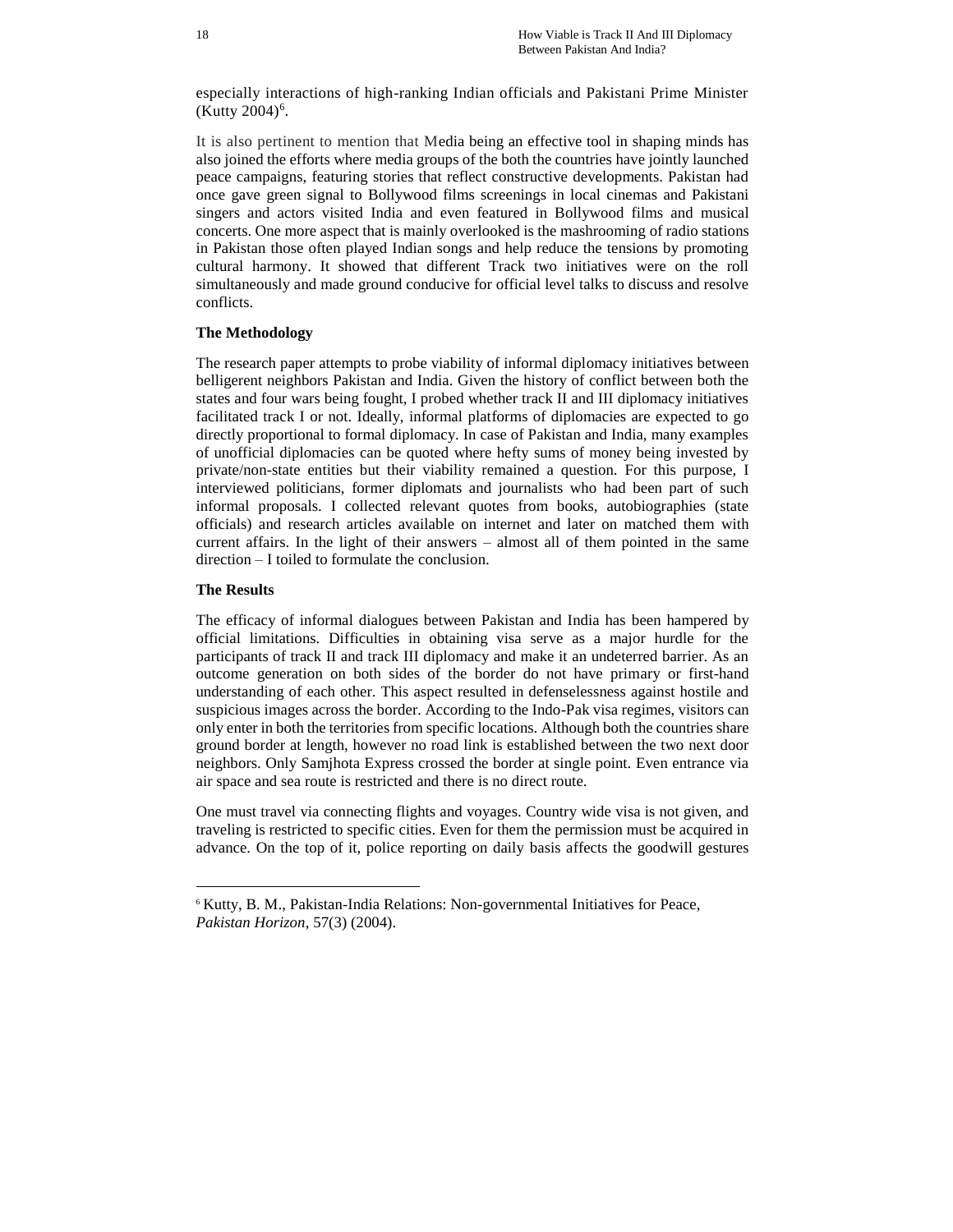especially interactions of high-ranking Indian officials and Pakistani Prime Minister (Kutty 2004)[6].

It is also pertinent to mention that Media being an effective tool in shaping minds has also joined the efforts where media groups of the both the countries have jointly launched peace campaigns, featuring stories that reflect constructive developments. Pakistan had once gave green signal to Bollywood films screenings in local cinemas and Pakistani singers and actors visited India and even featured in Bollywood films and musical concerts. One more aspect that is mainly overlooked is the mashrooming of radio stations in Pakistan those often played Indian songs and help reduce the tensions by promoting cultural harmony. It showed that different Track two initiatives were on the roll simultaneously and made ground conducive for official level talks to discuss and resolve conflicts.

**The Methodology**

The research paper attempts to probe viability of informal diplomacy initiatives between belligerent neighbors Pakistan and India. Given the history of conflict between both the states and four wars being fought, I probed whether track II and III diplomacy initiatives facilitated track I or not. Ideally, informal platforms of diplomacies are expected to go directly proportional to formal diplomacy. In case of Pakistan and India, many examples of unofficial diplomacies can be quoted where hefty sums of money being invested by private/non-state entities but their viability remained a question. For this purpose, I interviewed politicians, former diplomats and journalists who had been part of such informal proposals. I collected relevant quotes from books, autobiographies (state officials) and research articles available on internet and later on matched them with current affairs. In the light of their answers – almost all of them pointed in the same direction – I toiled to formulate the conclusion.

**The Results**

The efficacy of informal dialogues between Pakistan and India has been hampered by official limitations. Difficulties in obtaining visa serve as a major hurdle for the participants of track II and track III diplomacy and make it an undeterred barrier. As an outcome generation on both sides of the border do not have primary or first-hand understanding of each other. This aspect resulted in defenselessness against hostile and suspicious images across the border. According to the Indo-Pak visa regimes, visitors can only enter in both the territories from specific locations. Although both the countries share ground border at length, however no road link is established between the two next door neighbors. Only Samjhota Express crossed the border at single point. Even entrance via air space and sea route is restricted and there is no direct route.

One must travel via connecting flights and voyages. Country wide visa is not given, and traveling is restricted to specific cities. Even for them the permission must be acquired in advance. On the top of it, police reporting on daily basis affects the goodwill gestures

[6] Kutty, B. M., Pakistan-India Relations: Non-governmental Initiatives for Peace, *Pakistan Horizon*, 57(3) (2004).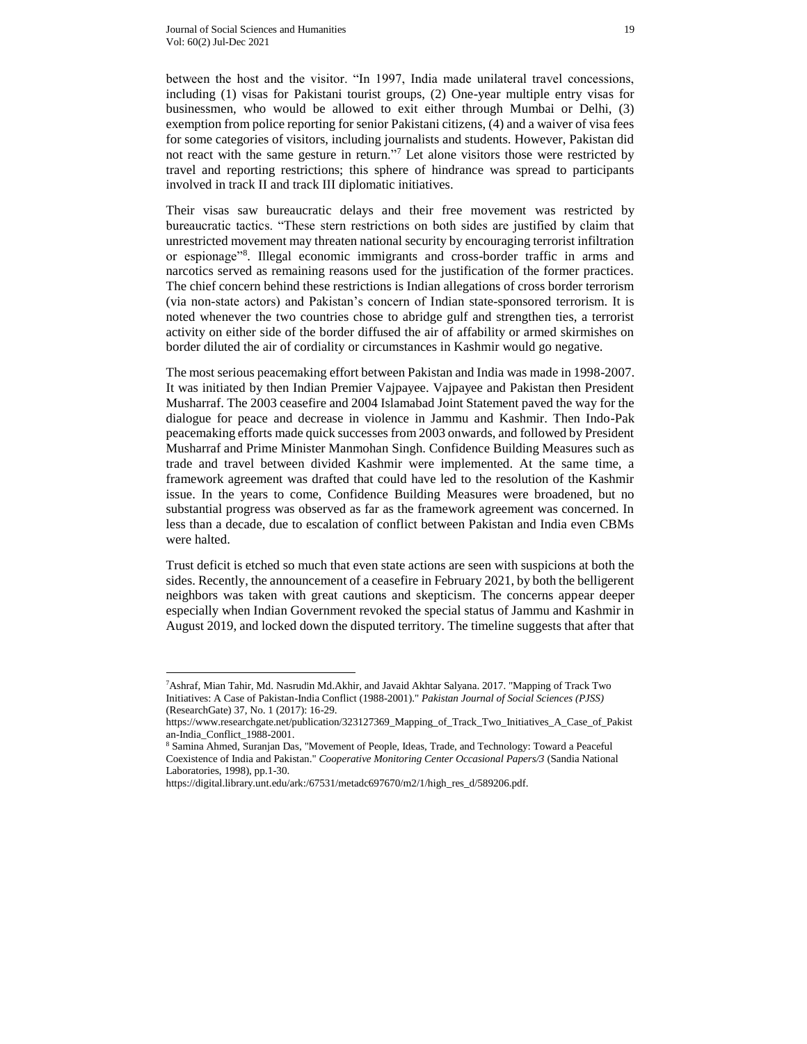between the host and the visitor. "In 1997, India made unilateral travel concessions, including (1) visas for Pakistani tourist groups, (2) One-year multiple entry visas for businessmen, who would be allowed to exit either through Mumbai or Delhi, (3) exemption from police reporting for senior Pakistani citizens, (4) and a waiver of visa fees for some categories of visitors, including journalists and students. However, Pakistan did not react with the same gesture in return."[7] Let alone visitors those were restricted by travel and reporting restrictions; this sphere of hindrance was spread to participants involved in track II and track III diplomatic initiatives.

Their visas saw bureaucratic delays and their free movement was restricted by bureaucratic tactics. "These stern restrictions on both sides are justified by claim that unrestricted movement may threaten national security by encouraging terrorist infiltration or espionage"[8]. Illegal economic immigrants and cross-border traffic in arms and narcotics served as remaining reasons used for the justification of the former practices. The chief concern behind these restrictions is Indian allegations of cross border terrorism (via non-state actors) and Pakistan's concern of Indian state-sponsored terrorism. It is noted whenever the two countries chose to abridge gulf and strengthen ties, a terrorist activity on either side of the border diffused the air of affability or armed skirmishes on border diluted the air of cordiality or circumstances in Kashmir would go negative.

The most serious peacemaking effort between Pakistan and India was made in 1998-2007. It was initiated by then Indian Premier Vajpayee. Vajpayee and Pakistan then President Musharraf. The 2003 ceasefire and 2004 Islamabad Joint Statement paved the way for the dialogue for peace and decrease in violence in Jammu and Kashmir. Then Indo-Pak peacemaking efforts made quick successes from 2003 onwards, and followed by President Musharraf and Prime Minister Manmohan Singh. Confidence Building Measures such as trade and travel between divided Kashmir were implemented. At the same time, a framework agreement was drafted that could have led to the resolution of the Kashmir issue. In the years to come, Confidence Building Measures were broadened, but no substantial progress was observed as far as the framework agreement was concerned. In less than a decade, due to escalation of conflict between Pakistan and India even CBMs were halted.

Trust deficit is etched so much that even state actions are seen with suspicions at both the sides. Recently, the announcement of a ceasefire in February 2021, by both the belligerent neighbors was taken with great cautions and skepticism. The concerns appear deeper especially when Indian Government revoked the special status of Jammu and Kashmir in August 2019, and locked down the disputed territory. The timeline suggests that after that

---

[7] Ashraf, Mian Tahir, Md. Nasrudin Md.Akhir, and Javaid Akhtar Salyana. 2017. "Mapping of Track Two Initiatives: A Case of Pakistan-India Conflict (1988-2001)." *Pakistan Journal of Social Sciences (PJSS)* (ResearchGate) 37, No. 1 (2017): 16-29. https://www.researchgate.net/publication/323127369_Mapping_of_Track_Two_Initiatives_A_Case_of_Pakistan-India_Conflict_1988-2001.

[8] Samina Ahmed, Suranjan Das, "Movement of People, Ideas, Trade, and Technology: Toward a Peaceful Coexistence of India and Pakistan." *Cooperative Monitoring Center Occasional Papers/3* (Sandia National Laboratories, 1998), pp.1-30. https://digital.library.unt.edu/ark:/67531/metadc697670/m2/1/high_res_d/589206.pdf.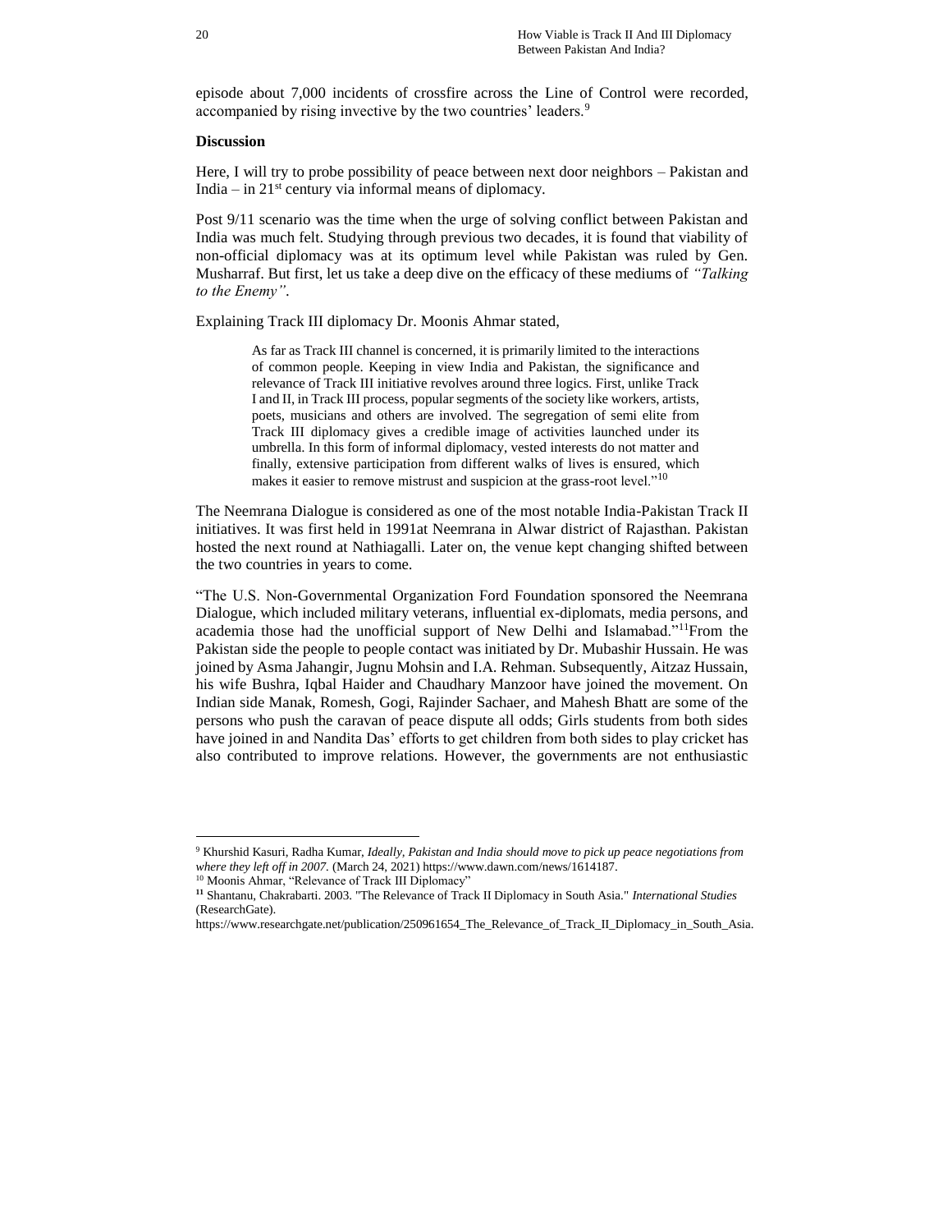episode about 7,000 incidents of crossfire across the Line of Control were recorded, accompanied by rising invective by the two countries' leaders.[9]

**Discussion**

Here, I will try to probe possibility of peace between next door neighbors – Pakistan and India – in 21st century via informal means of diplomacy.

Post 9/11 scenario was the time when the urge of solving conflict between Pakistan and India was much felt. Studying through previous two decades, it is found that viability of non-official diplomacy was at its optimum level while Pakistan was ruled by Gen. Musharraf. But first, let us take a deep dive on the efficacy of these mediums of *"Talking to the Enemy"*.

Explaining Track III diplomacy Dr. Moonis Ahmar stated,

> As far as Track III channel is concerned, it is primarily limited to the interactions of common people. Keeping in view India and Pakistan, the significance and relevance of Track III initiative revolves around three logics. First, unlike Track I and II, in Track III process, popular segments of the society like workers, artists, poets, musicians and others are involved. The segregation of semi elite from Track III diplomacy gives a credible image of activities launched under its umbrella. In this form of informal diplomacy, vested interests do not matter and finally, extensive participation from different walks of lives is ensured, which makes it easier to remove mistrust and suspicion at the grass-root level."[10]

The Neemrana Dialogue is considered as one of the most notable India-Pakistan Track II initiatives. It was first held in 1991at Neemrana in Alwar district of Rajasthan. Pakistan hosted the next round at Nathiagalli. Later on, the venue kept changing shifted between the two countries in years to come.

"The U.S. Non-Governmental Organization Ford Foundation sponsored the Neemrana Dialogue, which included military veterans, influential ex-diplomats, media persons, and academia those had the unofficial support of New Delhi and Islamabad."[11]From the Pakistan side the people to people contact was initiated by Dr. Mubashir Hussain. He was joined by Asma Jahangir, Jugnu Mohsin and I.A. Rehman. Subsequently, Aitzaz Hussain, his wife Bushra, Iqbal Haider and Chaudhary Manzoor have joined the movement. On Indian side Manak, Romesh, Gogi, Rajinder Sachaer, and Mahesh Bhatt are some of the persons who push the caravan of peace dispute all odds; Girls students from both sides have joined in and Nandita Das' efforts to get children from both sides to play cricket has also contributed to improve relations. However, the governments are not enthusiastic

---

[9] Khurshid Kasuri, Radha Kumar, *Ideally, Pakistan and India should move to pick up peace negotiations from where they left off in 2007.* (March 24, 2021) https://www.dawn.com/news/1614187.

[10] Moonis Ahmar, "Relevance of Track III Diplomacy"

[11] Shantanu, Chakrabarti. 2003. "The Relevance of Track II Diplomacy in South Asia." *International Studies* (ResearchGate). https://www.researchgate.net/publication/250961654_The_Relevance_of_Track_II_Diplomacy_in_South_Asia.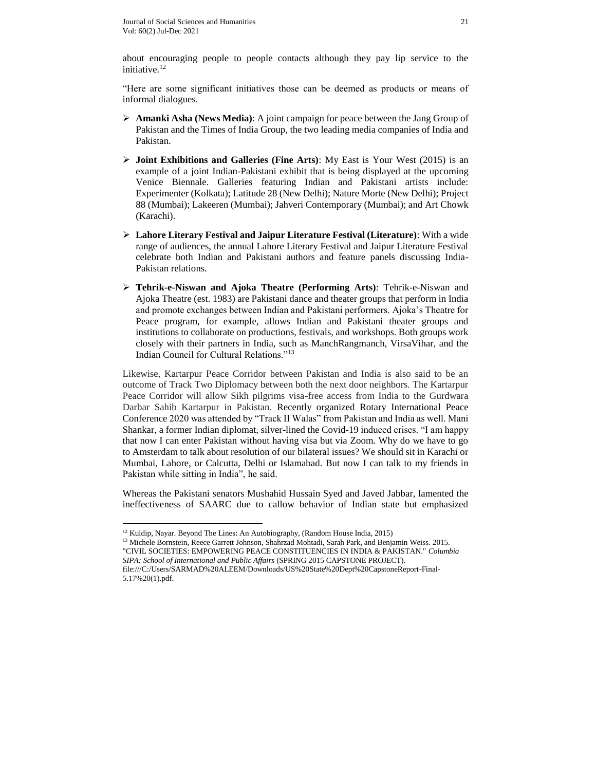about encouraging people to people contacts although they pay lip service to the initiative.[12]

"Here are some significant initiatives those can be deemed as products or means of informal dialogues.

- **Amanki Asha (News Media)**: A joint campaign for peace between the Jang Group of Pakistan and the Times of India Group, the two leading media companies of India and Pakistan.
- **Joint Exhibitions and Galleries (Fine Arts)**: My East is Your West (2015) is an example of a joint Indian-Pakistani exhibit that is being displayed at the upcoming Venice Biennale. Galleries featuring Indian and Pakistani artists include: Experimenter (Kolkata); Latitude 28 (New Delhi); Nature Morte (New Delhi); Project 88 (Mumbai); Lakeeren (Mumbai); Jahveri Contemporary (Mumbai); and Art Chowk (Karachi).
- **Lahore Literary Festival and Jaipur Literature Festival (Literature)**: With a wide range of audiences, the annual Lahore Literary Festival and Jaipur Literature Festival celebrate both Indian and Pakistani authors and feature panels discussing India-Pakistan relations.
- **Tehrik-e-Niswan and Ajoka Theatre (Performing Arts)**: Tehrik-e-Niswan and Ajoka Theatre (est. 1983) are Pakistani dance and theater groups that perform in India and promote exchanges between Indian and Pakistani performers. Ajoka's Theatre for Peace program, for example, allows Indian and Pakistani theater groups and institutions to collaborate on productions, festivals, and workshops. Both groups work closely with their partners in India, such as ManchRangmanch, VirsaVihar, and the Indian Council for Cultural Relations."[13]

Likewise, Kartarpur Peace Corridor between Pakistan and India is also said to be an outcome of Track Two Diplomacy between both the next door neighbors. The Kartarpur Peace Corridor will allow Sikh pilgrims visa-free access from India to the Gurdwara Darbar Sahib Kartarpur in Pakistan. Recently organized Rotary International Peace Conference 2020 was attended by "Track II Walas" from Pakistan and India as well. Mani Shankar, a former Indian diplomat, silver-lined the Covid-19 induced crises. "I am happy that now I can enter Pakistan without having visa but via Zoom. Why do we have to go to Amsterdam to talk about resolution of our bilateral issues? We should sit in Karachi or Mumbai, Lahore, or Calcutta, Delhi or Islamabad. But now I can talk to my friends in Pakistan while sitting in India", he said.

Whereas the Pakistani senators Mushahid Hussain Syed and Javed Jabbar, lamented the ineffectiveness of SAARC due to callow behavior of Indian state but emphasized

---

[12] Kuldip, Nayar. Beyond The Lines: An Autobiography, (Random House India, 2015)

[13] Michele Bornstein, Reece Garrett Johnson, Shahrzad Mohtadi, Sarah Park, and Benjamin Weiss. 2015. "CIVIL SOCIETIES: EMPOWERING PEACE CONSTITUENCIES IN INDIA & PAKISTAN." *Columbia SIPA: School of International and Public Affairs* (SPRING 2015 CAPSTONE PROJECT). file:///C:/Users/SARMAD%20ALEEM/Downloads/US%20State%20Dept%20CapstoneReport-Final-5.17%20(1).pdf.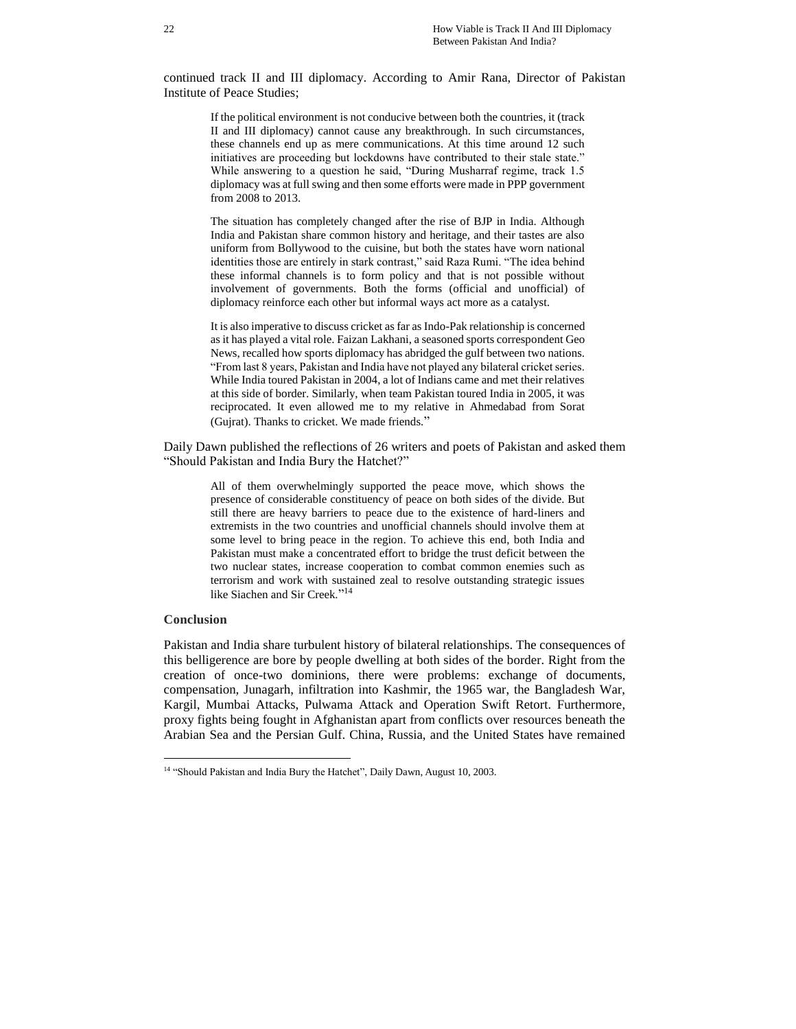continued track II and III diplomacy. According to Amir Rana, Director of Pakistan Institute of Peace Studies;

> If the political environment is not conducive between both the countries, it (track II and III diplomacy) cannot cause any breakthrough. In such circumstances, these channels end up as mere communications. At this time around 12 such initiatives are proceeding but lockdowns have contributed to their stale state." While answering to a question he said, "During Musharraf regime, track 1.5 diplomacy was at full swing and then some efforts were made in PPP government from 2008 to 2013.
>
> The situation has completely changed after the rise of BJP in India. Although India and Pakistan share common history and heritage, and their tastes are also uniform from Bollywood to the cuisine, but both the states have worn national identities those are entirely in stark contrast," said Raza Rumi. "The idea behind these informal channels is to form policy and that is not possible without involvement of governments. Both the forms (official and unofficial) of diplomacy reinforce each other but informal ways act more as a catalyst.
>
> It is also imperative to discuss cricket as far as Indo-Pak relationship is concerned as it has played a vital role. Faizan Lakhani, a seasoned sports correspondent Geo News, recalled how sports diplomacy has abridged the gulf between two nations. "From last 8 years, Pakistan and India have not played any bilateral cricket series. While India toured Pakistan in 2004, a lot of Indians came and met their relatives at this side of border. Similarly, when team Pakistan toured India in 2005, it was reciprocated. It even allowed me to my relative in Ahmedabad from Sorat (Gujrat). Thanks to cricket. We made friends."

Daily Dawn published the reflections of 26 writers and poets of Pakistan and asked them "Should Pakistan and India Bury the Hatchet?"

> All of them overwhelmingly supported the peace move, which shows the presence of considerable constituency of peace on both sides of the divide. But still there are heavy barriers to peace due to the existence of hard-liners and extremists in the two countries and unofficial channels should involve them at some level to bring peace in the region. To achieve this end, both India and Pakistan must make a concentrated effort to bridge the trust deficit between the two nuclear states, increase cooperation to combat common enemies such as terrorism and work with sustained zeal to resolve outstanding strategic issues like Siachen and Sir Creek."[14]

### Conclusion

Pakistan and India share turbulent history of bilateral relationships. The consequences of this belligerence are bore by people dwelling at both sides of the border. Right from the creation of once-two dominions, there were problems: exchange of documents, compensation, Junagarh, infiltration into Kashmir, the 1965 war, the Bangladesh War, Kargil, Mumbai Attacks, Pulwama Attack and Operation Swift Retort. Furthermore, proxy fights being fought in Afghanistan apart from conflicts over resources beneath the Arabian Sea and the Persian Gulf. China, Russia, and the United States have remained

[14] "Should Pakistan and India Bury the Hatchet", Daily Dawn, August 10, 2003.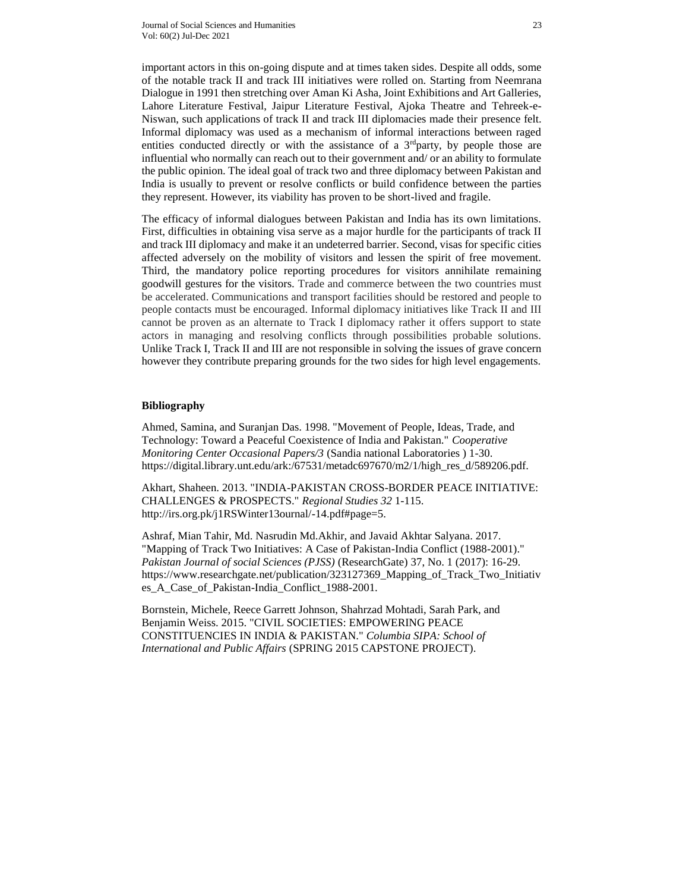important actors in this on-going dispute and at times taken sides. Despite all odds, some of the notable track II and track III initiatives were rolled on. Starting from Neemrana Dialogue in 1991 then stretching over Aman Ki Asha, Joint Exhibitions and Art Galleries, Lahore Literature Festival, Jaipur Literature Festival, Ajoka Theatre and Tehreek-e-Niswan, such applications of track II and track III diplomacies made their presence felt. Informal diplomacy was used as a mechanism of informal interactions between raged entities conducted directly or with the assistance of a 3rdparty, by people those are influential who normally can reach out to their government and/ or an ability to formulate the public opinion. The ideal goal of track two and three diplomacy between Pakistan and India is usually to prevent or resolve conflicts or build confidence between the parties they represent. However, its viability has proven to be short-lived and fragile.

The efficacy of informal dialogues between Pakistan and India has its own limitations. First, difficulties in obtaining visa serve as a major hurdle for the participants of track II and track III diplomacy and make it an undeterred barrier. Second, visas for specific cities affected adversely on the mobility of visitors and lessen the spirit of free movement. Third, the mandatory police reporting procedures for visitors annihilate remaining goodwill gestures for the visitors. Trade and commerce between the two countries must be accelerated. Communications and transport facilities should be restored and people to people contacts must be encouraged. Informal diplomacy initiatives like Track II and III cannot be proven as an alternate to Track I diplomacy rather it offers support to state actors in managing and resolving conflicts through possibilities probable solutions. Unlike Track I, Track II and III are not responsible in solving the issues of grave concern however they contribute preparing grounds for the two sides for high level engagements.

## Bibliography

Ahmed, Samina, and Suranjan Das. 1998. "Movement of People, Ideas, Trade, and Technology: Toward a Peaceful Coexistence of India and Pakistan." *Cooperative Monitoring Center Occasional Papers/3* (Sandia national Laboratories ) 1-30. https://digital.library.unt.edu/ark:/67531/metadc697670/m2/1/high_res_d/589206.pdf.

Akhart, Shaheen. 2013. "INDIA-PAKISTAN CROSS-BORDER PEACE INITIATIVE: CHALLENGES & PROSPECTS." *Regional Studies 32* 1-115. http://irs.org.pk/j1RSWinter13ournal/-14.pdf#page=5.

Ashraf, Mian Tahir, Md. Nasrudin Md.Akhir, and Javaid Akhtar Salyana. 2017. "Mapping of Track Two Initiatives: A Case of Pakistan-India Conflict (1988-2001)." *Pakistan Journal of social Sciences (PJSS)* (ResearchGate) 37, No. 1 (2017): 16-29. https://www.researchgate.net/publication/323127369_Mapping_of_Track_Two_Initiatives_A_Case_of_Pakistan-India_Conflict_1988-2001.

Bornstein, Michele, Reece Garrett Johnson, Shahrzad Mohtadi, Sarah Park, and Benjamin Weiss. 2015. "CIVIL SOCIETIES: EMPOWERING PEACE CONSTITUENCIES IN INDIA & PAKISTAN." *Columbia SIPA: School of International and Public Affairs* (SPRING 2015 CAPSTONE PROJECT).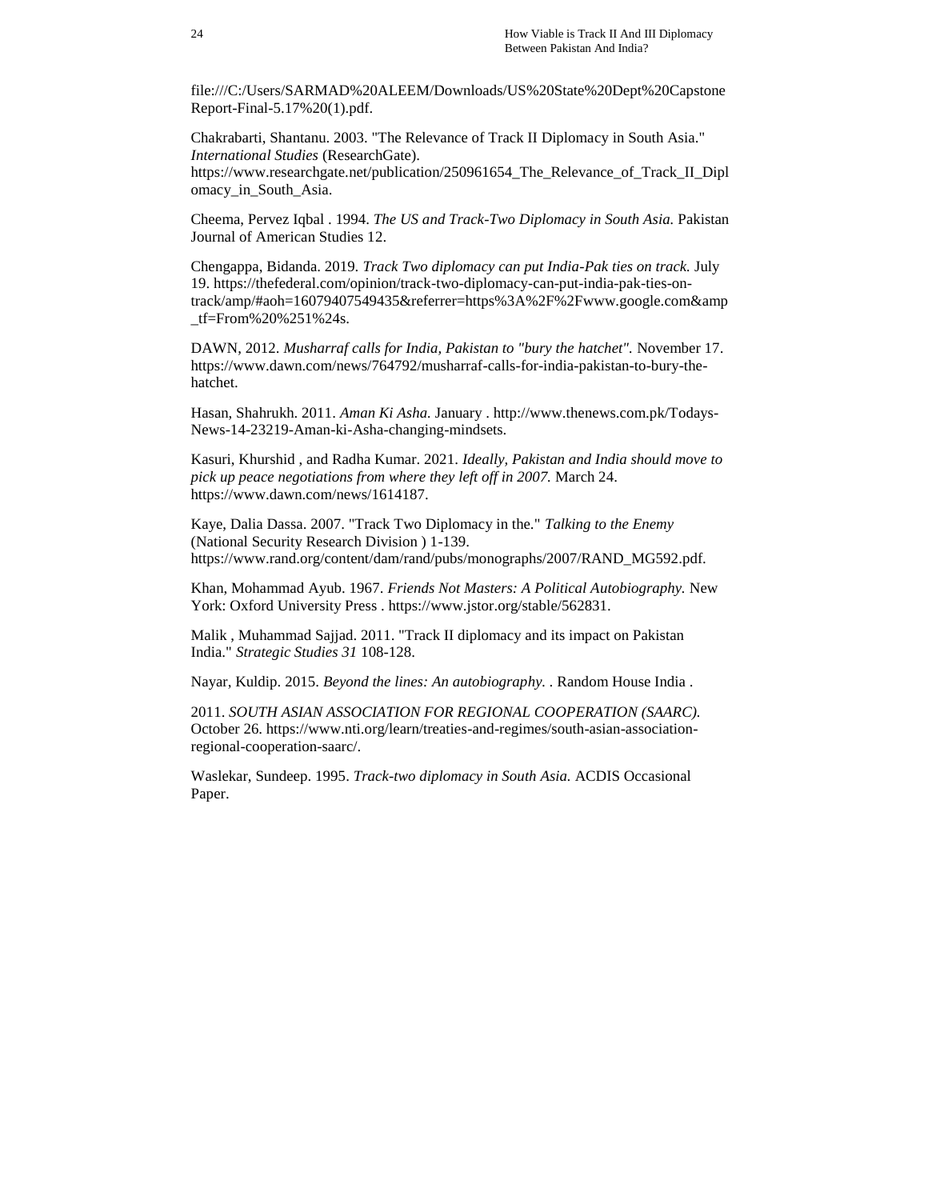file:///C:/Users/SARMAD%20ALEEM/Downloads/US%20State%20Dept%20Capstone Report-Final-5.17%20(1).pdf.

Chakrabarti, Shantanu. 2003. "The Relevance of Track II Diplomacy in South Asia." *International Studies* (ResearchGate). https://www.researchgate.net/publication/250961654_The_Relevance_of_Track_II_Diplomacy_in_South_Asia.

Cheema, Pervez Iqbal . 1994. *The US and Track-Two Diplomacy in South Asia.* Pakistan Journal of American Studies 12.

Chengappa, Bidanda. 2019. *Track Two diplomacy can put India-Pak ties on track.* July 19. https://thefederal.com/opinion/track-two-diplomacy-can-put-india-pak-ties-on-track/amp/#aoh=16079407549435&referrer=https%3A%2F%2Fwww.google.com&amp_tf=From%20%251%24s.

DAWN, 2012. *Musharraf calls for India, Pakistan to "bury the hatchet".* November 17. https://www.dawn.com/news/764792/musharraf-calls-for-india-pakistan-to-bury-the-hatchet.

Hasan, Shahrukh. 2011. *Aman Ki Asha.* January . http://www.thenews.com.pk/Todays-News-14-23219-Aman-ki-Asha-changing-mindsets.

Kasuri, Khurshid , and Radha Kumar. 2021. *Ideally, Pakistan and India should move to pick up peace negotiations from where they left off in 2007.* March 24. https://www.dawn.com/news/1614187.

Kaye, Dalia Dassa. 2007. "Track Two Diplomacy in the." *Talking to the Enemy* (National Security Research Division ) 1-139. https://www.rand.org/content/dam/rand/pubs/monographs/2007/RAND_MG592.pdf.

Khan, Mohammad Ayub. 1967. *Friends Not Masters: A Political Autobiography.* New York: Oxford University Press . https://www.jstor.org/stable/562831.

Malik , Muhammad Sajjad. 2011. "Track II diplomacy and its impact on Pakistan India." *Strategic Studies 31* 108-128.

Nayar, Kuldip. 2015. *Beyond the lines: An autobiography.* . Random House India .

2011. *SOUTH ASIAN ASSOCIATION FOR REGIONAL COOPERATION (SAARC).* October 26. https://www.nti.org/learn/treaties-and-regimes/south-asian-association-regional-cooperation-saarc/.

Waslekar, Sundeep. 1995. *Track-two diplomacy in South Asia.* ACDIS Occasional Paper.